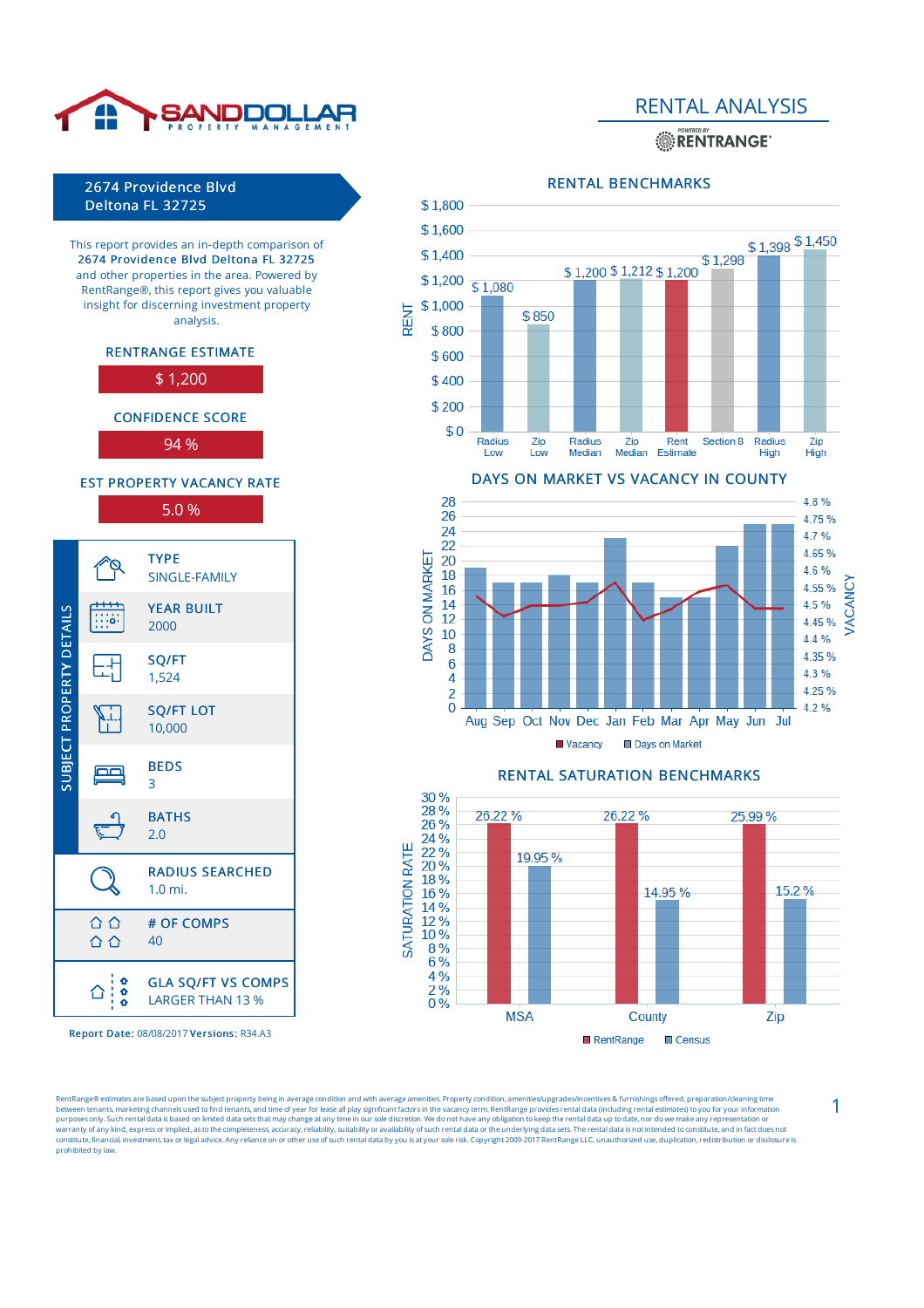# RENTAL ANALYSIS

POWERED BY RENTRANGE®

## 2674 Providence Blvd
## Deltona FL 32725

This report provides an in-depth comparison of **2674 Providence Blvd Deltona FL 32725** and other properties in the area. Powered by RentRange®, this report gives you valuable insight for discerning investment property analysis.

**RENTRANGE ESTIMATE**

$ 1,200

**CONFIDENCE SCORE**

94 %

**EST PROPERTY VACANCY RATE**

5.0 %

### SUBJECT PROPERTY DETAILS

| Field | Value |
|---|---|
| TYPE | SINGLE-FAMILY |
| YEAR BUILT | 2000 |
| SQ/FT | 1,524 |
| SQ/FT LOT | 10,000 |
| BEDS | 3 |
| BATHS | 2.0 |
| RADIUS SEARCHED | 1.0 mi. |
| # OF COMPS | 40 |
| GLA SQ/FT VS COMPS | LARGER THAN 13 % |

**Report Date:** 08/08/2017 **Versions:** R34.A3

## RENTAL BENCHMARKS

| Benchmark | Rent |
|---|---|
| Radius Low | $ 1,080 |
| Zip Low | $ 850 |
| Radius Median | $ 1,200 |
| Zip Median | $ 1,212 |
| Rent Estimate | $ 1,200 |
| Section 8 | $ 1,298 |
| Radius High | $ 1,398 |
| Zip High | $ 1,450 |

## DAYS ON MARKET VS VACANCY IN COUNTY

Months: Aug, Sep, Oct, Nov, Dec, Jan, Feb, Mar, Apr, May, Jun, Jul

Legend: Vacancy, Days on Market

## RENTAL SATURATION BENCHMARKS

| | RentRange | Census |
|---|---|---|
| MSA | 26.22 % | 19.95 % |
| County | 26.22 % | 14.95 % |
| Zip | 25.99 % | 15.2 % |

RentRange® estimates are based upon the subject property being in average condition and with average amenities. Property condition, amenities/upgrades/incentives & furnishings offered, preparation/cleaning time between tenants, marketing channels used to find tenants, and time of year for lease all play significant factors in the vacancy term. RentRange provides rental data (including rental estimates) to you for your information purposes only. Such rental data is based on limited data sets that may change at any time in our sole discretion. We do not have any obligation to keep the rental data up to date, nor do we make any representation or warranty of any kind, express or implied, as to the completeness, accuracy, reliability, suitability or availability of such rental data or the underlying data sets. The rental data is not intended to constitute, and in fact does not constitute, financial, investment, tax or legal advice. Any reliance on or other use of such rental data by you is at your sole risk. Copyright 2009-2017 RentRange LLC, unauthorized use, duplication, redistribution or disclosure is prohibited by law.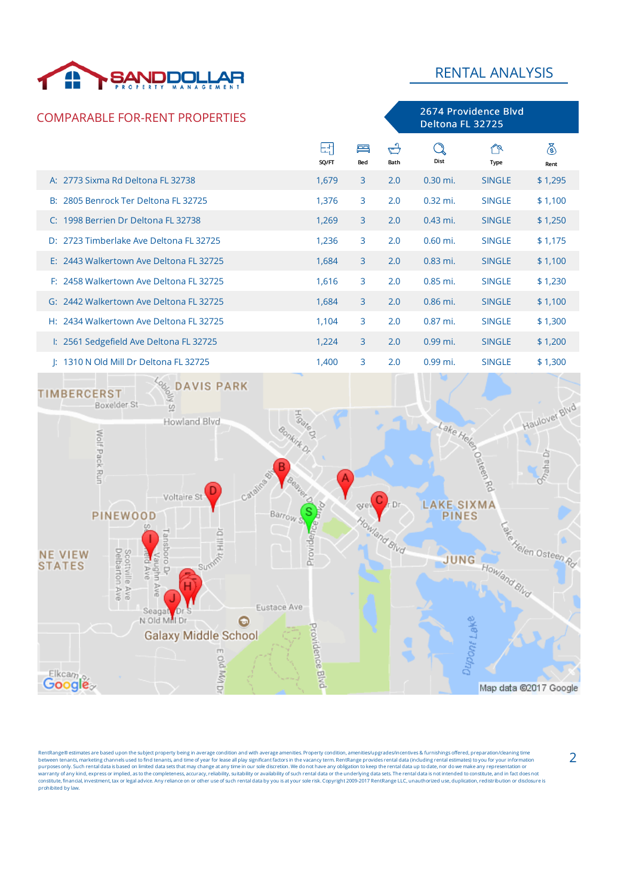RENTAL ANALYSIS

## COMPARABLE FOR-RENT PROPERTIES

**2674 Providence Blvd Deltona FL 32725**

| | SQ/FT | Bed | Bath | Dist | Type | Rent |
|---|---|---|---|---|---|---|
| A: 2773 Sixma Rd Deltona FL 32738 | 1,679 | 3 | 2.0 | 0.30 mi. | SINGLE | $ 1,295 |
| B: 2805 Benrock Ter Deltona FL 32725 | 1,376 | 3 | 2.0 | 0.32 mi. | SINGLE | $ 1,100 |
| C: 1998 Berrien Dr Deltona FL 32738 | 1,269 | 3 | 2.0 | 0.43 mi. | SINGLE | $ 1,250 |
| D: 2723 Timberlake Ave Deltona FL 32725 | 1,236 | 3 | 2.0 | 0.60 mi. | SINGLE | $ 1,175 |
| E: 2443 Walkertown Ave Deltona FL 32725 | 1,684 | 3 | 2.0 | 0.83 mi. | SINGLE | $ 1,100 |
| F: 2458 Walkertown Ave Deltona FL 32725 | 1,616 | 3 | 2.0 | 0.85 mi. | SINGLE | $ 1,230 |
| G: 2442 Walkertown Ave Deltona FL 32725 | 1,684 | 3 | 2.0 | 0.86 mi. | SINGLE | $ 1,100 |
| H: 2434 Walkertown Ave Deltona FL 32725 | 1,104 | 3 | 2.0 | 0.87 mi. | SINGLE | $ 1,300 |
| I: 2561 Sedgefield Ave Deltona FL 32725 | 1,224 | 3 | 2.0 | 0.99 mi. | SINGLE | $ 1,200 |
| J: 1310 N Old Mill Dr Deltona FL 32725 | 1,400 | 3 | 2.0 | 0.99 mi. | SINGLE | $ 1,300 |

Map data ©2017 Google

RentRange® estimates are based upon the subject property being in average condition and with average amenities. Property condition, amenities/upgrades/incentives & furnishings offered, preparation/cleaning time between tenants, marketing channels used to find tenants, and time of year for lease all play significant factors in the vacancy term. RentRange provides rental data (including rental estimates) to you for your information purposes only. Such rental data is based on limited data sets that may change at any time in our sole discretion. We do not have any obligation to keep the rental data up to date, nor do we make any representation or warranty of any kind, express or implied, as to the completeness, accuracy, reliability, suitability or availability of such rental data or the underlying data sets. The rental data is not intended to constitute, and in fact does not constitute, financial, investment, tax or legal advice. Any reliance on or other use of such rental data by you is at your sole risk. Copyright 2009-2017 RentRange LLC, unauthorized use, duplication, redistribution or disclosure is prohibited by law.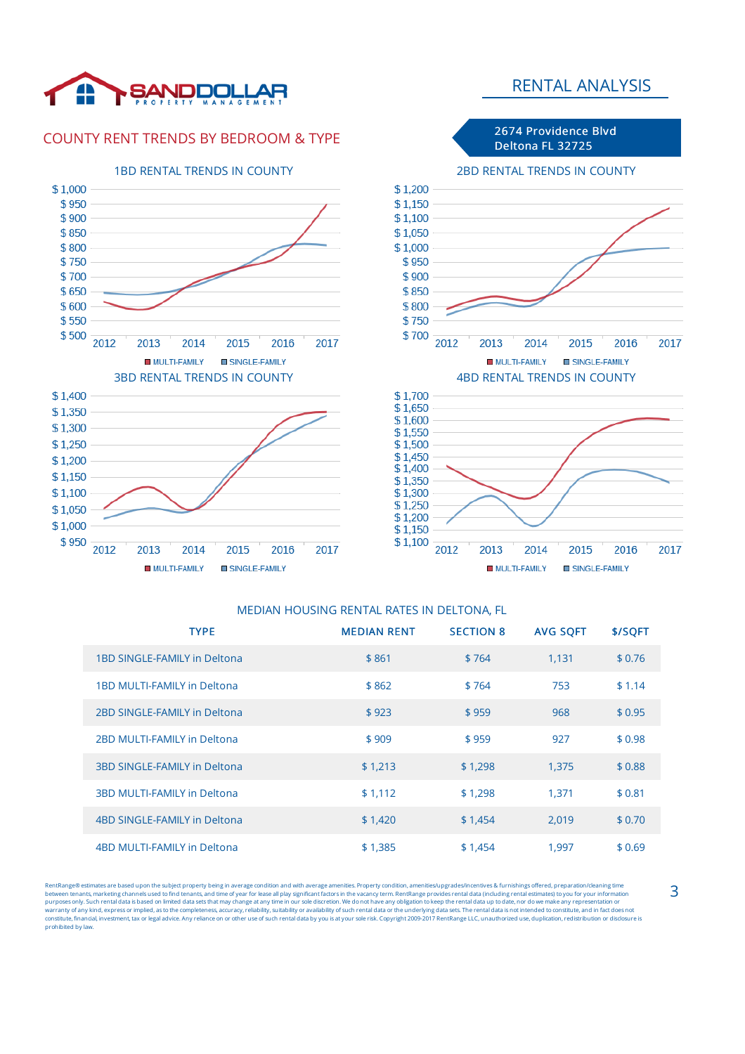# RENTAL ANALYSIS

**2674 Providence Blvd**
**Deltona FL 32725**

## COUNTY RENT TRENDS BY BEDROOM & TYPE

### 1BD RENTAL TRENDS IN COUNTY

MULTI-FAMILY | SINGLE-FAMILY

### 2BD RENTAL TRENDS IN COUNTY

MULTI-FAMILY | SINGLE-FAMILY

### 3BD RENTAL TRENDS IN COUNTY

MULTI-FAMILY | SINGLE-FAMILY

### 4BD RENTAL TRENDS IN COUNTY

MULTI-FAMILY | SINGLE-FAMILY

## MEDIAN HOUSING RENTAL RATES IN DELTONA, FL

| TYPE | MEDIAN RENT | SECTION 8 | AVG SQFT | $/SQFT |
|---|---|---|---|---|
| 1BD SINGLE-FAMILY in Deltona | $ 861 | $ 764 | 1,131 | $ 0.76 |
| 1BD MULTI-FAMILY in Deltona | $ 862 | $ 764 | 753 | $ 1.14 |
| 2BD SINGLE-FAMILY in Deltona | $ 923 | $ 959 | 968 | $ 0.95 |
| 2BD MULTI-FAMILY in Deltona | $ 909 | $ 959 | 927 | $ 0.98 |
| 3BD SINGLE-FAMILY in Deltona | $ 1,213 | $ 1,298 | 1,375 | $ 0.88 |
| 3BD MULTI-FAMILY in Deltona | $ 1,112 | $ 1,298 | 1,371 | $ 0.81 |
| 4BD SINGLE-FAMILY in Deltona | $ 1,420 | $ 1,454 | 2,019 | $ 0.70 |
| 4BD MULTI-FAMILY in Deltona | $ 1,385 | $ 1,454 | 1,997 | $ 0.69 |

RentRange® estimates are based upon the subject property being in average condition and with average amenities. Property condition, amenities/upgrades/incentives & furnishings offered, preparation/cleaning time between tenants, marketing channels used to find tenants, and time of year for lease all play significant factors in the vacancy term. RentRange provides rental data (including rental estimates) to you for your information purposes only. Such rental data is based on limited data sets that may change at any time in our sole discretion. We do not have any obligation to keep the rental data up to date, nor do we make any representation or warranty of any kind, express or implied, as to the completeness, accuracy, reliability, suitability or availability of such rental data or the underlying data sets. The rental data is not intended to constitute, and in fact does not constitute, financial, investment, tax or legal advice. Any reliance on or other use of such rental data by you is at your sole risk. Copyright 2009-2017 RentRange LLC, unauthorized use, duplication, redistribution or disclosure is prohibited by law.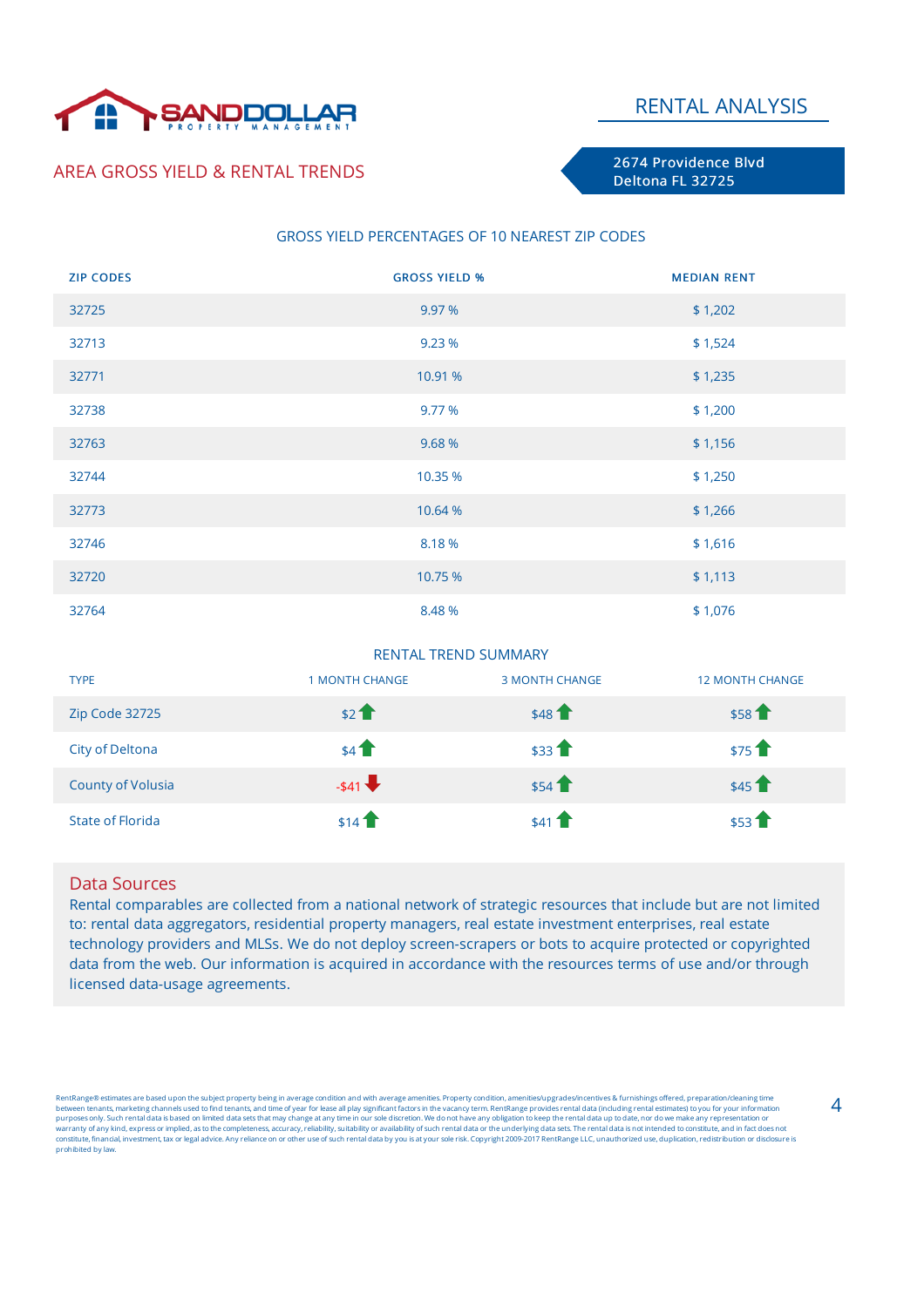SANDDOLLAR PROPERTY MANAGEMENT

# RENTAL ANALYSIS

## AREA GROSS YIELD & RENTAL TRENDS

2674 Providence Blvd
Deltona FL 32725

### GROSS YIELD PERCENTAGES OF 10 NEAREST ZIP CODES

| ZIP CODES | GROSS YIELD % | MEDIAN RENT |
|---|---|---|
| 32725 | 9.97 % | $ 1,202 |
| 32713 | 9.23 % | $ 1,524 |
| 32771 | 10.91 % | $ 1,235 |
| 32738 | 9.77 % | $ 1,200 |
| 32763 | 9.68 % | $ 1,156 |
| 32744 | 10.35 % | $ 1,250 |
| 32773 | 10.64 % | $ 1,266 |
| 32746 | 8.18 % | $ 1,616 |
| 32720 | 10.75 % | $ 1,113 |
| 32764 | 8.48 % | $ 1,076 |

### RENTAL TREND SUMMARY

| TYPE | 1 MONTH CHANGE | 3 MONTH CHANGE | 12 MONTH CHANGE |
|---|---|---|---|
| Zip Code 32725 | $2 ↑ | $48 ↑ | $58 ↑ |
| City of Deltona | $4 ↑ | $33 ↑ | $75 ↑ |
| County of Volusia | -$41 ↓ | $54 ↑ | $45 ↑ |
| State of Florida | $14 ↑ | $41 ↑ | $53 ↑ |

## Data Sources

Rental comparables are collected from a national network of strategic resources that include but are not limited to: rental data aggregators, residential property managers, real estate investment enterprises, real estate technology providers and MLSs. We do not deploy screen-scrapers or bots to acquire protected or copyrighted data from the web. Our information is acquired in accordance with the resources terms of use and/or through licensed data-usage agreements.

RentRange® estimates are based upon the subject property being in average condition and with average amenities. Property condition, amenities/upgrades/incentives & furnishings offered, preparation/cleaning time between tenants, marketing channels used to find tenants, and time of year for lease all play significant factors in the vacancy term. RentRange provides rental data (including rental estimates) to you for your information purposes only. Such rental data is based on limited data sets that may change at any time in our sole discretion. We do not have any obligation to keep the rental data up to date, nor do we make any representation or warranty of any kind, express or implied, as to the completeness, accuracy, reliability, suitability or availability of such rental data or the underlying data sets. The rental data is not intended to constitute, and in fact does not constitute, financial, investment, tax or legal advice. Any reliance on or other use of such rental data by you is at your sole risk. Copyright 2009-2017 RentRange LLC, unauthorized use, duplication, redistribution or disclosure is prohibited by law.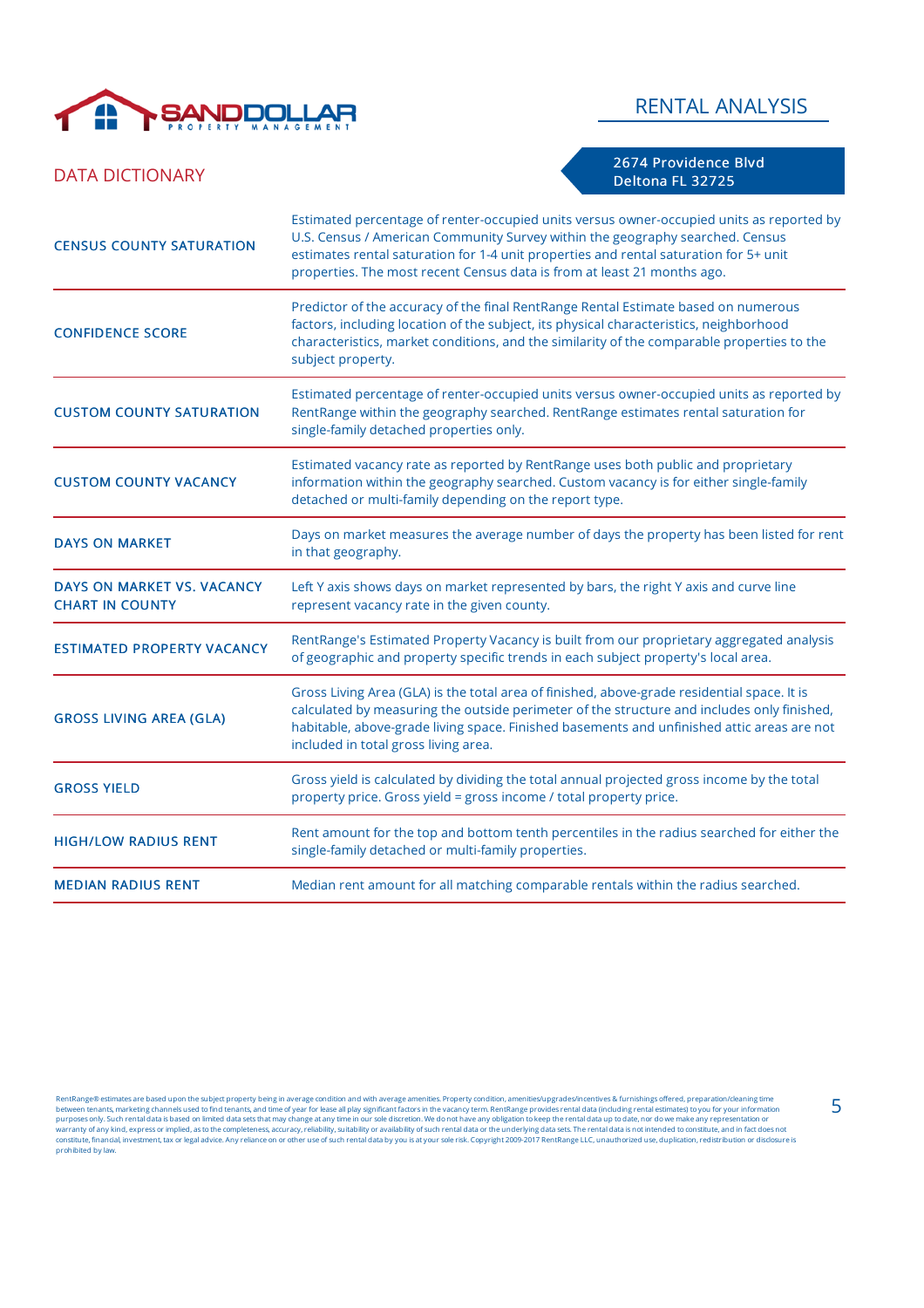# RENTAL ANALYSIS

## DATA DICTIONARY

2674 Providence Blvd
Deltona FL 32725

| Term | Definition |
|---|---|
| CENSUS COUNTY SATURATION | Estimated percentage of renter-occupied units versus owner-occupied units as reported by U.S. Census / American Community Survey within the geography searched. Census estimates rental saturation for 1-4 unit properties and rental saturation for 5+ unit properties. The most recent Census data is from at least 21 months ago. |
| CONFIDENCE SCORE | Predictor of the accuracy of the final RentRange Rental Estimate based on numerous factors, including location of the subject, its physical characteristics, neighborhood characteristics, market conditions, and the similarity of the comparable properties to the subject property. |
| CUSTOM COUNTY SATURATION | Estimated percentage of renter-occupied units versus owner-occupied units as reported by RentRange within the geography searched. RentRange estimates rental saturation for single-family detached properties only. |
| CUSTOM COUNTY VACANCY | Estimated vacancy rate as reported by RentRange uses both public and proprietary information within the geography searched. Custom vacancy is for either single-family detached or multi-family depending on the report type. |
| DAYS ON MARKET | Days on market measures the average number of days the property has been listed for rent in that geography. |
| DAYS ON MARKET VS. VACANCY CHART IN COUNTY | Left Y axis shows days on market represented by bars, the right Y axis and curve line represent vacancy rate in the given county. |
| ESTIMATED PROPERTY VACANCY | RentRange's Estimated Property Vacancy is built from our proprietary aggregated analysis of geographic and property specific trends in each subject property's local area. |
| GROSS LIVING AREA (GLA) | Gross Living Area (GLA) is the total area of finished, above-grade residential space. It is calculated by measuring the outside perimeter of the structure and includes only finished, habitable, above-grade living space. Finished basements and unfinished attic areas are not included in total gross living area. |
| GROSS YIELD | Gross yield is calculated by dividing the total annual projected gross income by the total property price. Gross yield = gross income / total property price. |
| HIGH/LOW RADIUS RENT | Rent amount for the top and bottom tenth percentiles in the radius searched for either the single-family detached or multi-family properties. |
| MEDIAN RADIUS RENT | Median rent amount for all matching comparable rentals within the radius searched. |

RentRange® estimates are based upon the subject property being in average condition and with average amenities. Property condition, amenities/upgrades/incentives & furnishings offered, preparation/cleaning time between tenants, marketing channels used to find tenants, and time of year for lease all play significant factors in the vacancy term. RentRange provides rental data (including rental estimates) to you for your information purposes only. Such rental data is based on limited data sets that may change at any time in our sole discretion. We do not have any obligation to keep the rental data up to date, nor do we make any representation or warranty of any kind, express or implied, as to the completeness, accuracy, reliability, suitability or availability of such rental data or the underlying data sets. The rental data is not intended to constitute, and in fact does not constitute, financial, investment, tax or legal advice. Any reliance on or other use of such rental data by you is at your sole risk. Copyright 2009-2017 RentRange LLC, unauthorized use, duplication, redistribution or disclosure is prohibited by law.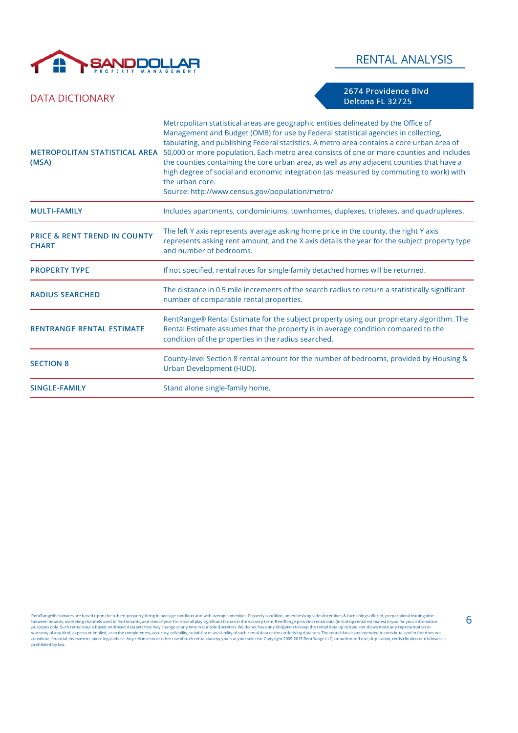# RENTAL ANALYSIS

## DATA DICTIONARY

**2674 Providence Blvd**
**Deltona FL 32725**

| | |
|---|---|
| **METROPOLITAN STATISTICAL AREA (MSA)** | Metropolitan statistical areas are geographic entities delineated by the Office of Management and Budget (OMB) for use by Federal statistical agencies in collecting, tabulating, and publishing Federal statistics. A metro area contains a core urban area of 50,000 or more population. Each metro area consists of one or more counties and includes the counties containing the core urban area, as well as any adjacent counties that have a high degree of social and economic integration (as measured by commuting to work) with the urban core. Source: http://www.census.gov/population/metro/ |
| **MULTI-FAMILY** | Includes apartments, condominiums, townhomes, duplexes, triplexes, and quadruplexes. |
| **PRICE & RENT TREND IN COUNTY CHART** | The left Y axis represents average asking home price in the county, the right Y axis represents asking rent amount, and the X axis details the year for the subject property type and number of bedrooms. |
| **PROPERTY TYPE** | If not specified, rental rates for single-family detached homes will be returned. |
| **RADIUS SEARCHED** | The distance in 0.5 mile increments of the search radius to return a statistically significant number of comparable rental properties. |
| **RENTRANGE RENTAL ESTIMATE** | RentRange® Rental Estimate for the subject property using our proprietary algorithm. The Rental Estimate assumes that the property is in average condition compared to the condition of the properties in the radius searched. |
| **SECTION 8** | County-level Section 8 rental amount for the number of bedrooms, provided by Housing & Urban Development (HUD). |
| **SINGLE-FAMILY** | Stand alone single-family home. |

RentRange® estimates are based upon the subject property being in average condition and with average amenities. Property condition, amenities/upgrades/incentives & furnishings offered, preparation/cleaning time between tenants, marketing channels used to find tenants, and time of year for lease all play significant factors in the vacancy term. RentRange provides rental data (including rental estimates) to you for your information purposes only. Such rental data is based on limited data sets that may change at any time in our sole discretion. We do not have any obligation to keep the rental data up to date, nor do we make any representation or warranty of any kind, express or implied, as to the completeness, accuracy, reliability, suitability or availability of such rental data or the underlying data sets. The rental data is not intended to constitute, and in fact does not constitute, financial, investment, tax or legal advice. Any reliance on or other use of such rental data by you is at your sole risk. Copyright 2009-2017 RentRange LLC, unauthorized use, duplication, redistribution or disclosure is prohibited by law.